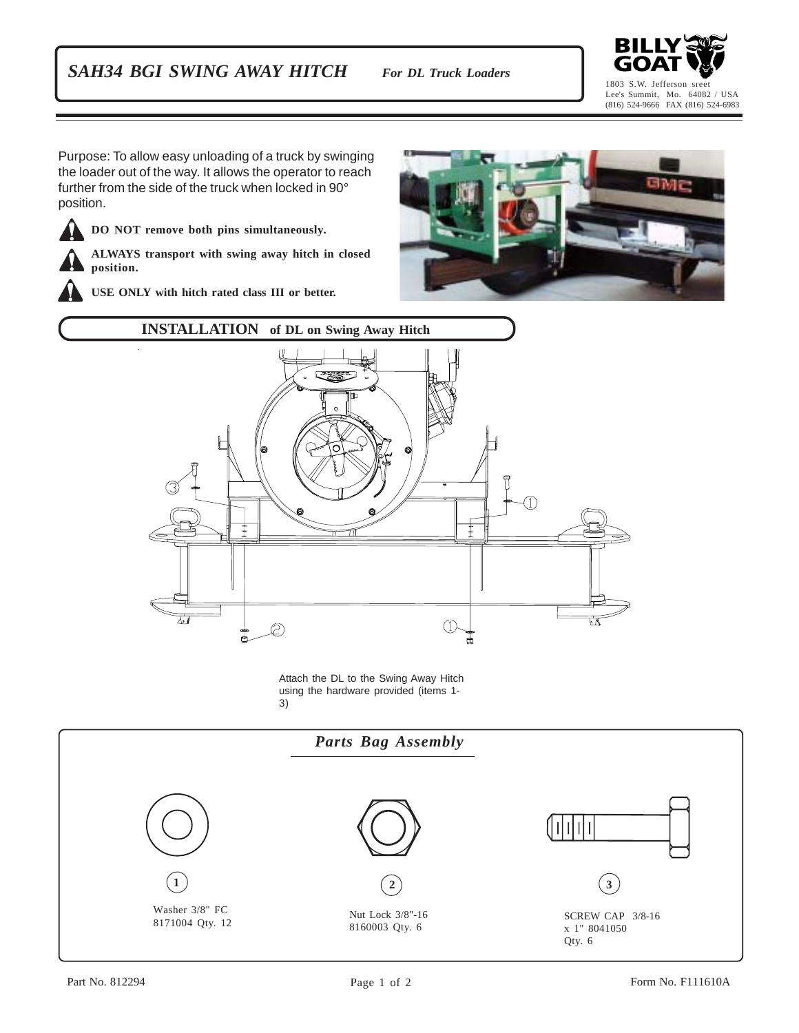# *SAH34 BGI SWING AWAY HITCH* *For DL Truck Loaders*

**BILLY GOAT**

1803 S.W. Jefferson sreet
Lee's Summit, Mo. 64082 / USA
(816) 524-9666 FAX (816) 524-6983

Purpose: To allow easy unloading of a truck by swinging the loader out of the way. It allows the operator to reach further from the side of the truck when locked in 90° position.

**DO NOT remove both pins simultaneously.**

**ALWAYS transport with swing away hitch in closed position.**

**USE ONLY with hitch rated class III or better.**

## INSTALLATION of DL on Swing Away Hitch

Attach the DL to the Swing Away Hitch using the hardware provided (items 1-3)

## *Parts Bag Assembly*

1. Washer 3/8" FC 8171004 Qty. 12
2. Nut Lock 3/8"-16 8160003 Qty. 6
3. SCREW CAP 3/8-16 x 1" 8041050 Qty. 6

Part No. 812294

Form No. F111610A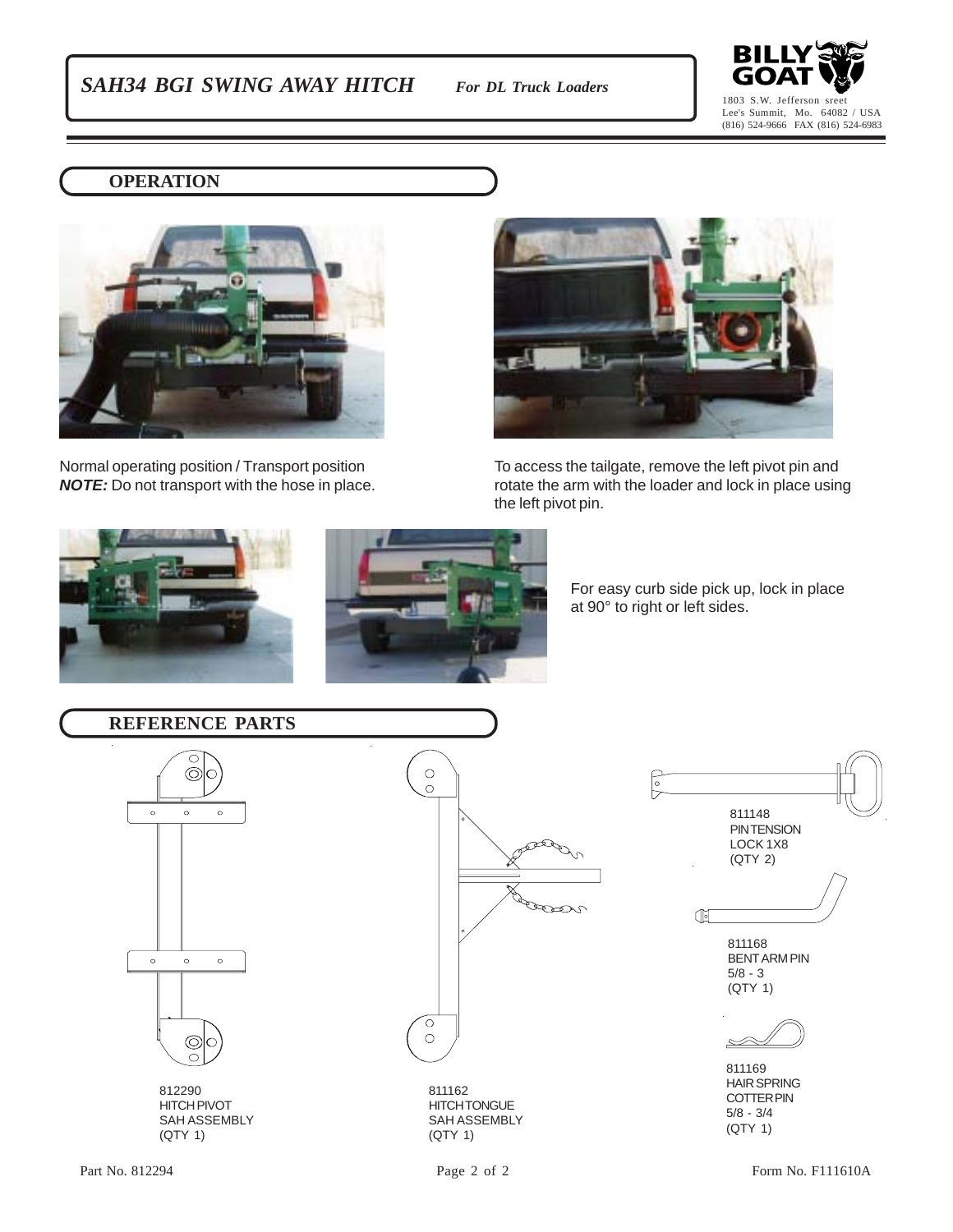# *SAH34 BGI SWING AWAY HITCH* *For DL Truck Loaders*

**BILLY GOAT**

1803 S.W. Jefferson sreet
Lee's Summit, Mo. 64082 / USA
(816) 524-9666 FAX (816) 524-6983

## OPERATION

Normal operating position / Transport position
***NOTE:*** Do not transport with the hose in place.

To access the tailgate, remove the left pivot pin and rotate the arm with the loader and lock in place using the left pivot pin.

For easy curb side pick up, lock in place at 90° to right or left sides.

## REFERENCE PARTS

812290
HITCH PIVOT
SAH ASSEMBLY
(QTY 1)

811162
HITCH TONGUE
SAH ASSEMBLY
(QTY 1)

811148
PIN TENSION
LOCK 1X8
(QTY 2)

811168
BENT ARM PIN
5/8 - 3
(QTY 1)

811169
HAIR SPRING
COTTER PIN
5/8 - 3/4
(QTY 1)

Part No. 812294

Form No. F111610A